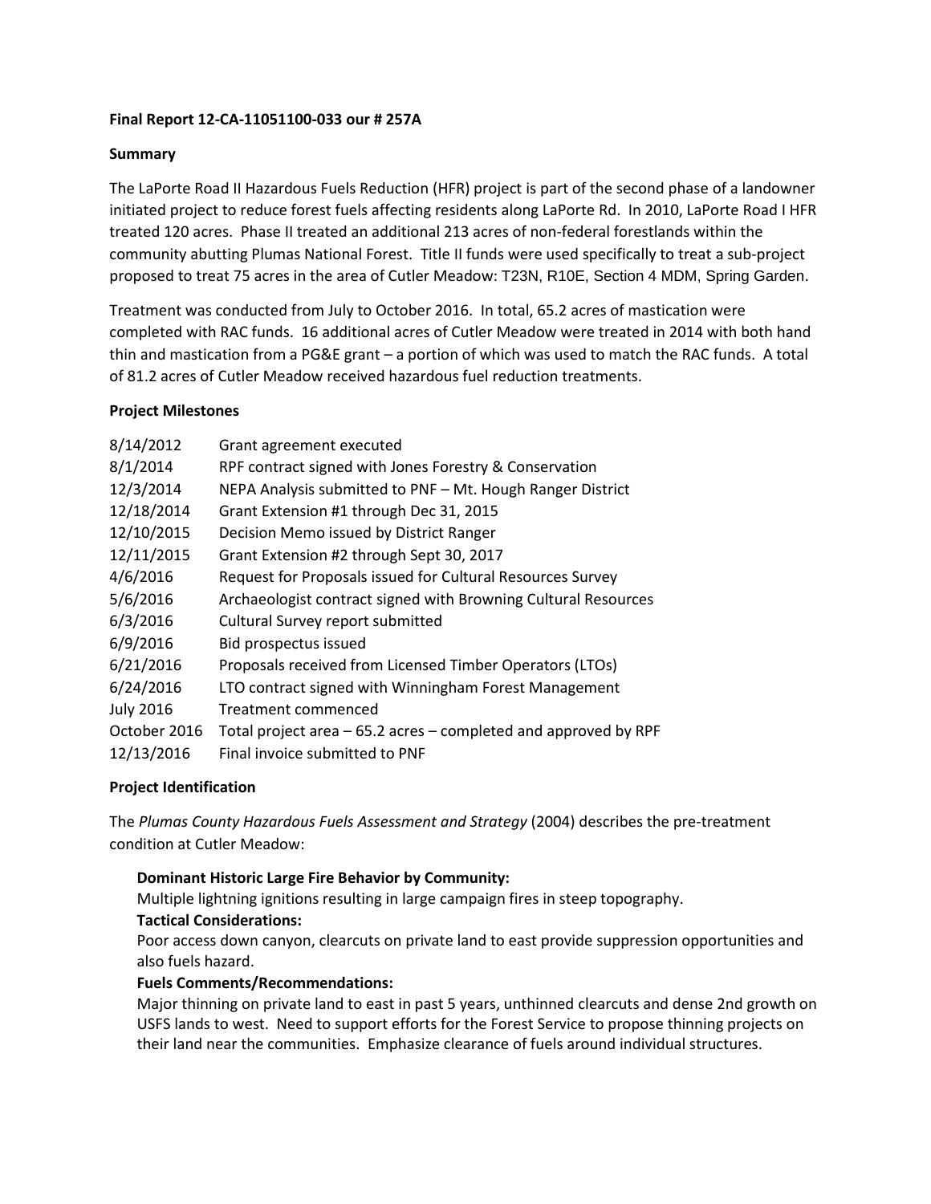**Final Report 12-CA-11051100-033 our # 257A**

**Summary**

The LaPorte Road II Hazardous Fuels Reduction (HFR) project is part of the second phase of a landowner initiated project to reduce forest fuels affecting residents along LaPorte Rd. In 2010, LaPorte Road I HFR treated 120 acres. Phase II treated an additional 213 acres of non-federal forestlands within the community abutting Plumas National Forest. Title II funds were used specifically to treat a sub-project proposed to treat 75 acres in the area of Cutler Meadow: T23N, R10E, Section 4 MDM, Spring Garden.

Treatment was conducted from July to October 2016. In total, 65.2 acres of mastication were completed with RAC funds. 16 additional acres of Cutler Meadow were treated in 2014 with both hand thin and mastication from a PG&E grant – a portion of which was used to match the RAC funds. A total of 81.2 acres of Cutler Meadow received hazardous fuel reduction treatments.

**Project Milestones**

| | |
|---|---|
| 8/14/2012 | Grant agreement executed |
| 8/1/2014 | RPF contract signed with Jones Forestry & Conservation |
| 12/3/2014 | NEPA Analysis submitted to PNF – Mt. Hough Ranger District |
| 12/18/2014 | Grant Extension #1 through Dec 31, 2015 |
| 12/10/2015 | Decision Memo issued by District Ranger |
| 12/11/2015 | Grant Extension #2 through Sept 30, 2017 |
| 4/6/2016 | Request for Proposals issued for Cultural Resources Survey |
| 5/6/2016 | Archaeologist contract signed with Browning Cultural Resources |
| 6/3/2016 | Cultural Survey report submitted |
| 6/9/2016 | Bid prospectus issued |
| 6/21/2016 | Proposals received from Licensed Timber Operators (LTOs) |
| 6/24/2016 | LTO contract signed with Winningham Forest Management |
| July 2016 | Treatment commenced |
| October 2016 | Total project area – 65.2 acres – completed and approved by RPF |
| 12/13/2016 | Final invoice submitted to PNF |

**Project Identification**

The *Plumas County Hazardous Fuels Assessment and Strategy* (2004) describes the pre-treatment condition at Cutler Meadow:

> **Dominant Historic Large Fire Behavior by Community:**
> Multiple lightning ignitions resulting in large campaign fires in steep topography.
>
> **Tactical Considerations:**
> Poor access down canyon, clearcuts on private land to east provide suppression opportunities and also fuels hazard.
>
> **Fuels Comments/Recommendations:**
> Major thinning on private land to east in past 5 years, unthinned clearcuts and dense 2nd growth on USFS lands to west. Need to support efforts for the Forest Service to propose thinning projects on their land near the communities. Emphasize clearance of fuels around individual structures.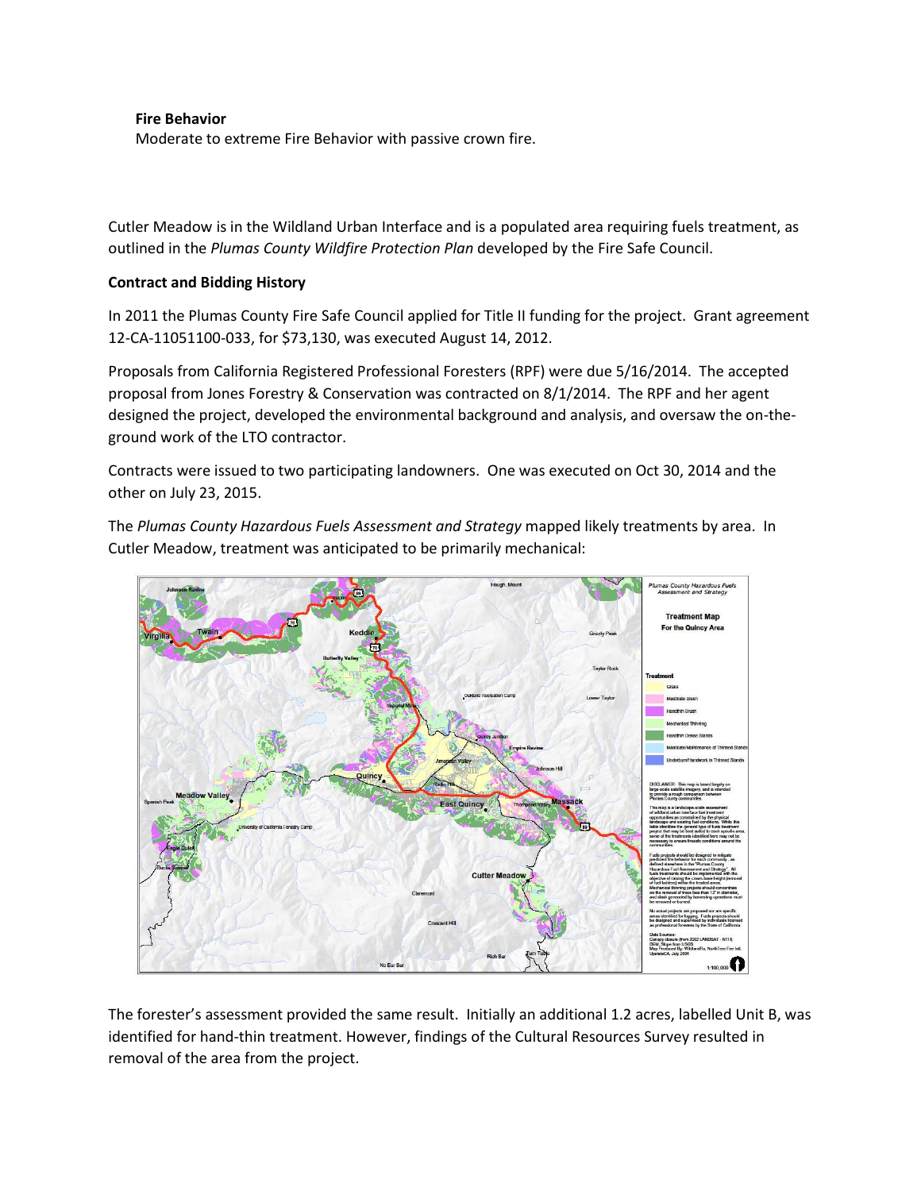**Fire Behavior**

Moderate to extreme Fire Behavior with passive crown fire.

Cutler Meadow is in the Wildland Urban Interface and is a populated area requiring fuels treatment, as outlined in the *Plumas County Wildfire Protection Plan* developed by the Fire Safe Council.

**Contract and Bidding History**

In 2011 the Plumas County Fire Safe Council applied for Title II funding for the project. Grant agreement 12-CA-11051100-033, for $73,130, was executed August 14, 2012.

Proposals from California Registered Professional Foresters (RPF) were due 5/16/2014. The accepted proposal from Jones Forestry & Conservation was contracted on 8/1/2014. The RPF and her agent designed the project, developed the environmental background and analysis, and oversaw the on-the-ground work of the LTO contractor.

Contracts were issued to two participating landowners. One was executed on Oct 30, 2014 and the other on July 23, 2015.

The *Plumas County Hazardous Fuels Assessment and Strategy* mapped likely treatments by area. In Cutler Meadow, treatment was anticipated to be primarily mechanical:

The forester's assessment provided the same result. Initially an additional 1.2 acres, labelled Unit B, was identified for hand-thin treatment. However, findings of the Cultural Resources Survey resulted in removal of the area from the project.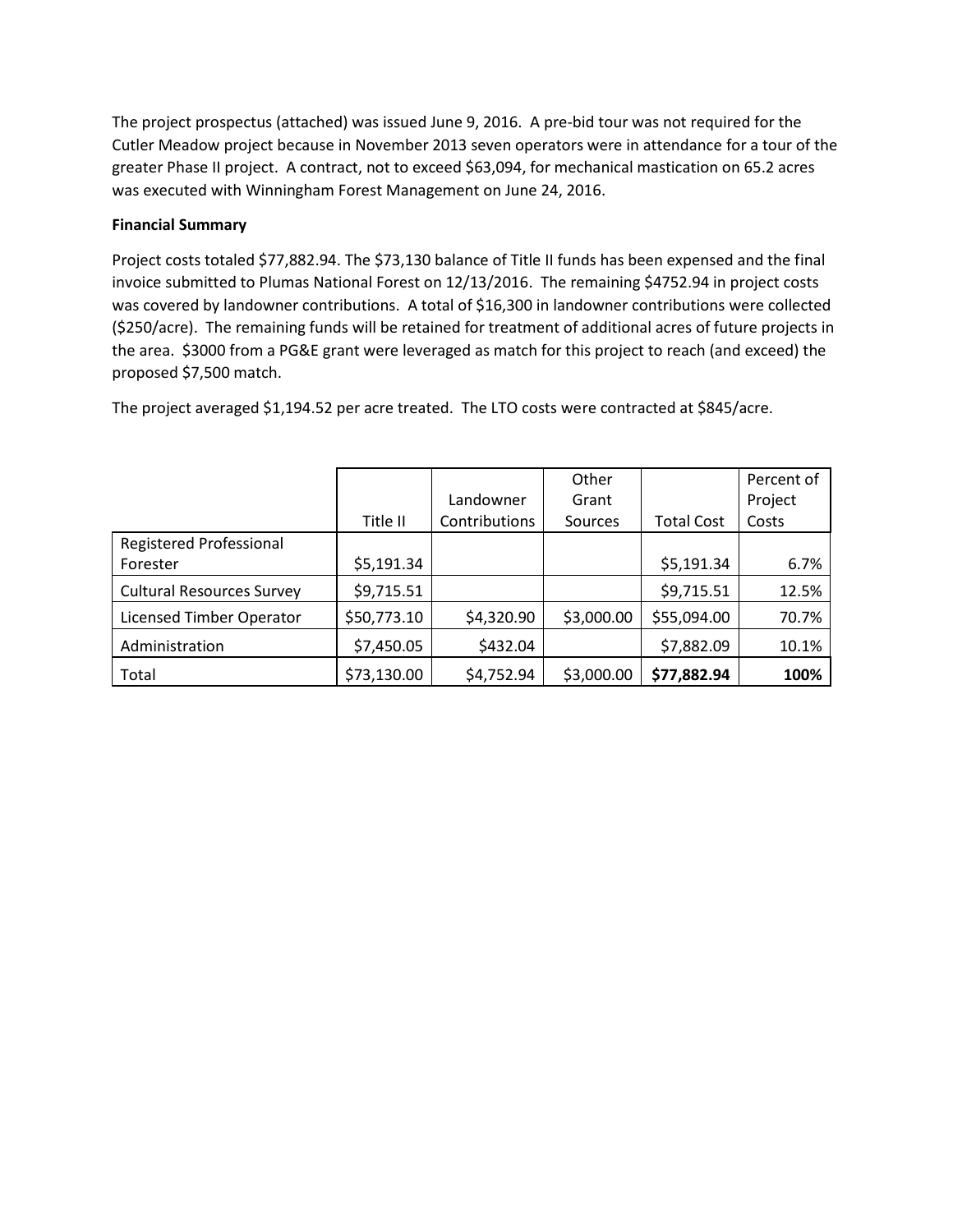The project prospectus (attached) was issued June 9, 2016. A pre-bid tour was not required for the Cutler Meadow project because in November 2013 seven operators were in attendance for a tour of the greater Phase II project. A contract, not to exceed $63,094, for mechanical mastication on 65.2 acres was executed with Winningham Forest Management on June 24, 2016.

**Financial Summary**

Project costs totaled $77,882.94. The $73,130 balance of Title II funds has been expensed and the final invoice submitted to Plumas National Forest on 12/13/2016. The remaining $4752.94 in project costs was covered by landowner contributions. A total of $16,300 in landowner contributions were collected ($250/acre). The remaining funds will be retained for treatment of additional acres of future projects in the area. $3000 from a PG&E grant were leveraged as match for this project to reach (and exceed) the proposed $7,500 match.

The project averaged $1,194.52 per acre treated. The LTO costs were contracted at $845/acre.

| | Title II | Landowner Contributions | Other Grant Sources | Total Cost | Percent of Project Costs |
|---|---|---|---|---|---|
| Registered Professional Forester | $5,191.34 | | | $5,191.34 | 6.7% |
| Cultural Resources Survey | $9,715.51 | | | $9,715.51 | 12.5% |
| Licensed Timber Operator | $50,773.10 | $4,320.90 | $3,000.00 | $55,094.00 | 70.7% |
| Administration | $7,450.05 | $432.04 | | $7,882.09 | 10.1% |
| Total | $73,130.00 | $4,752.94 | $3,000.00 | **$77,882.94** | **100%** |